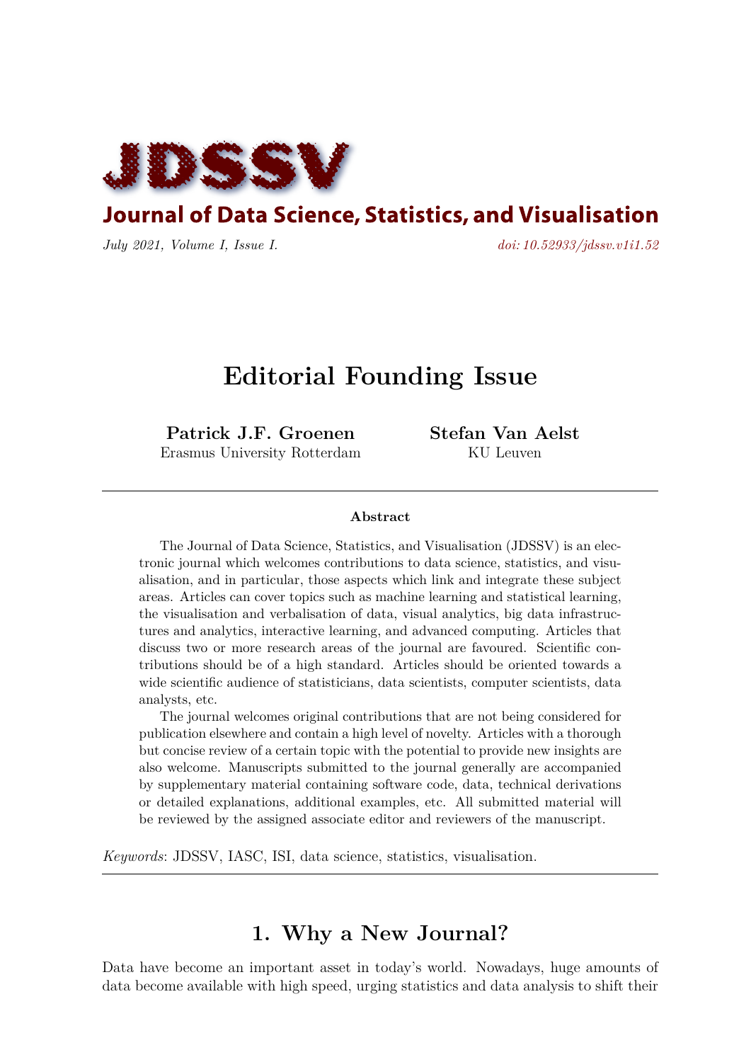# JDSSV

## Journal of Data Science, Statistics, and Visualisation

*July 2021, Volume I, Issue I.* *doi: 10.52933/jdssv.v1i1.52*

# Editorial Founding Issue

**Patrick J.F. Groenen**
Erasmus University Rotterdam

**Stefan Van Aelst**
KU Leuven

### Abstract

The Journal of Data Science, Statistics, and Visualisation (JDSSV) is an electronic journal which welcomes contributions to data science, statistics, and visualisation, and in particular, those aspects which link and integrate these subject areas. Articles can cover topics such as machine learning and statistical learning, the visualisation and verbalisation of data, visual analytics, big data infrastructures and analytics, interactive learning, and advanced computing. Articles that discuss two or more research areas of the journal are favoured. Scientific contributions should be of a high standard. Articles should be oriented towards a wide scientific audience of statisticians, data scientists, computer scientists, data analysts, etc.

The journal welcomes original contributions that are not being considered for publication elsewhere and contain a high level of novelty. Articles with a thorough but concise review of a certain topic with the potential to provide new insights are also welcome. Manuscripts submitted to the journal generally are accompanied by supplementary material containing software code, data, technical derivations or detailed explanations, additional examples, etc. All submitted material will be reviewed by the assigned associate editor and reviewers of the manuscript.

*Keywords*: JDSSV, IASC, ISI, data science, statistics, visualisation.

## 1. Why a New Journal?

Data have become an important asset in today's world. Nowadays, huge amounts of data become available with high speed, urging statistics and data analysis to shift their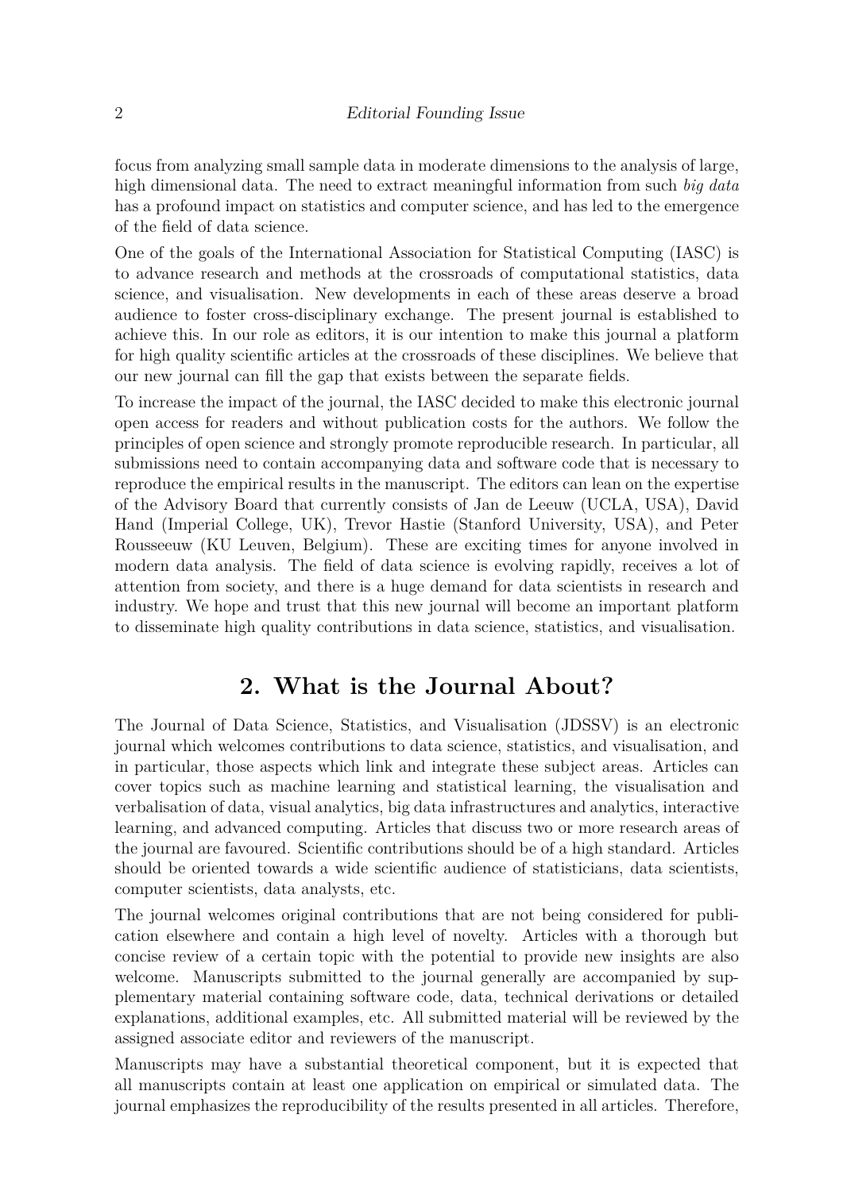focus from analyzing small sample data in moderate dimensions to the analysis of large, high dimensional data. The need to extract meaningful information from such *big data* has a profound impact on statistics and computer science, and has led to the emergence of the field of data science.

One of the goals of the International Association for Statistical Computing (IASC) is to advance research and methods at the crossroads of computational statistics, data science, and visualisation. New developments in each of these areas deserve a broad audience to foster cross-disciplinary exchange. The present journal is established to achieve this. In our role as editors, it is our intention to make this journal a platform for high quality scientific articles at the crossroads of these disciplines. We believe that our new journal can fill the gap that exists between the separate fields.

To increase the impact of the journal, the IASC decided to make this electronic journal open access for readers and without publication costs for the authors. We follow the principles of open science and strongly promote reproducible research. In particular, all submissions need to contain accompanying data and software code that is necessary to reproduce the empirical results in the manuscript. The editors can lean on the expertise of the Advisory Board that currently consists of Jan de Leeuw (UCLA, USA), David Hand (Imperial College, UK), Trevor Hastie (Stanford University, USA), and Peter Rousseeuw (KU Leuven, Belgium). These are exciting times for anyone involved in modern data analysis. The field of data science is evolving rapidly, receives a lot of attention from society, and there is a huge demand for data scientists in research and industry. We hope and trust that this new journal will become an important platform to disseminate high quality contributions in data science, statistics, and visualisation.

## 2. What is the Journal About?

The Journal of Data Science, Statistics, and Visualisation (JDSSV) is an electronic journal which welcomes contributions to data science, statistics, and visualisation, and in particular, those aspects which link and integrate these subject areas. Articles can cover topics such as machine learning and statistical learning, the visualisation and verbalisation of data, visual analytics, big data infrastructures and analytics, interactive learning, and advanced computing. Articles that discuss two or more research areas of the journal are favoured. Scientific contributions should be of a high standard. Articles should be oriented towards a wide scientific audience of statisticians, data scientists, computer scientists, data analysts, etc.

The journal welcomes original contributions that are not being considered for publication elsewhere and contain a high level of novelty. Articles with a thorough but concise review of a certain topic with the potential to provide new insights are also welcome. Manuscripts submitted to the journal generally are accompanied by supplementary material containing software code, data, technical derivations or detailed explanations, additional examples, etc. All submitted material will be reviewed by the assigned associate editor and reviewers of the manuscript.

Manuscripts may have a substantial theoretical component, but it is expected that all manuscripts contain at least one application on empirical or simulated data. The journal emphasizes the reproducibility of the results presented in all articles. Therefore,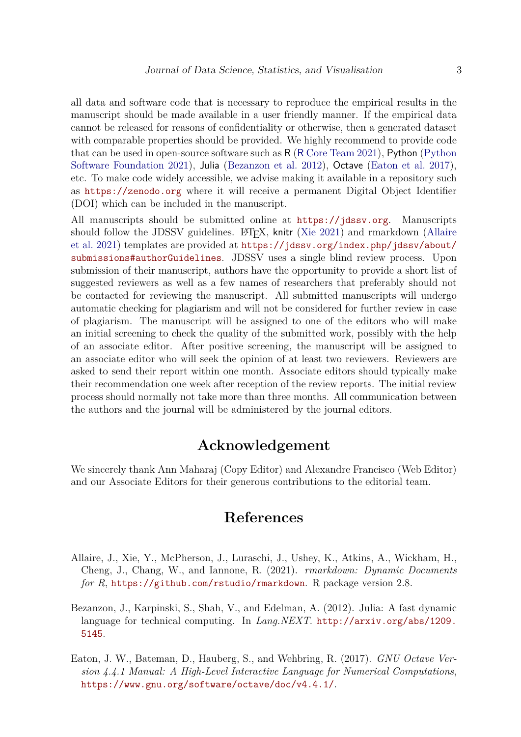all data and software code that is necessary to reproduce the empirical results in the manuscript should be made available in a user friendly manner. If the empirical data cannot be released for reasons of confidentiality or otherwise, then a generated dataset with comparable properties should be provided. We highly recommend to provide code that can be used in open-source software such as R (R Core Team 2021), Python (Python Software Foundation 2021), Julia (Bezanzon et al. 2012), Octave (Eaton et al. 2017), etc. To make code widely accessible, we advise making it available in a repository such as https://zenodo.org where it will receive a permanent Digital Object Identifier (DOI) which can be included in the manuscript.

All manuscripts should be submitted online at https://jdssv.org. Manuscripts should follow the JDSSV guidelines. LaTeX, knitr (Xie 2021) and rmarkdown (Allaire et al. 2021) templates are provided at https://jdssv.org/index.php/jdssv/about/submissions#authorGuidelines. JDSSV uses a single blind review process. Upon submission of their manuscript, authors have the opportunity to provide a short list of suggested reviewers as well as a few names of researchers that preferably should not be contacted for reviewing the manuscript. All submitted manuscripts will undergo automatic checking for plagiarism and will not be considered for further review in case of plagiarism. The manuscript will be assigned to one of the editors who will make an initial screening to check the quality of the submitted work, possibly with the help of an associate editor. After positive screening, the manuscript will be assigned to an associate editor who will seek the opinion of at least two reviewers. Reviewers are asked to send their report within one month. Associate editors should typically make their recommendation one week after reception of the review reports. The initial review process should normally not take more than three months. All communication between the authors and the journal will be administered by the journal editors.

## Acknowledgement

We sincerely thank Ann Maharaj (Copy Editor) and Alexandre Francisco (Web Editor) and our Associate Editors for their generous contributions to the editorial team.

## References

Allaire, J., Xie, Y., McPherson, J., Luraschi, J., Ushey, K., Atkins, A., Wickham, H., Cheng, J., Chang, W., and Iannone, R. (2021). *rmarkdown: Dynamic Documents for R*, https://github.com/rstudio/rmarkdown. R package version 2.8.

Bezanzon, J., Karpinski, S., Shah, V., and Edelman, A. (2012). Julia: A fast dynamic language for technical computing. In *Lang.NEXT*. http://arxiv.org/abs/1209.5145.

Eaton, J. W., Bateman, D., Hauberg, S., and Wehbring, R. (2017). *GNU Octave Version 4.4.1 Manual: A High-Level Interactive Language for Numerical Computations*, https://www.gnu.org/software/octave/doc/v4.4.1/.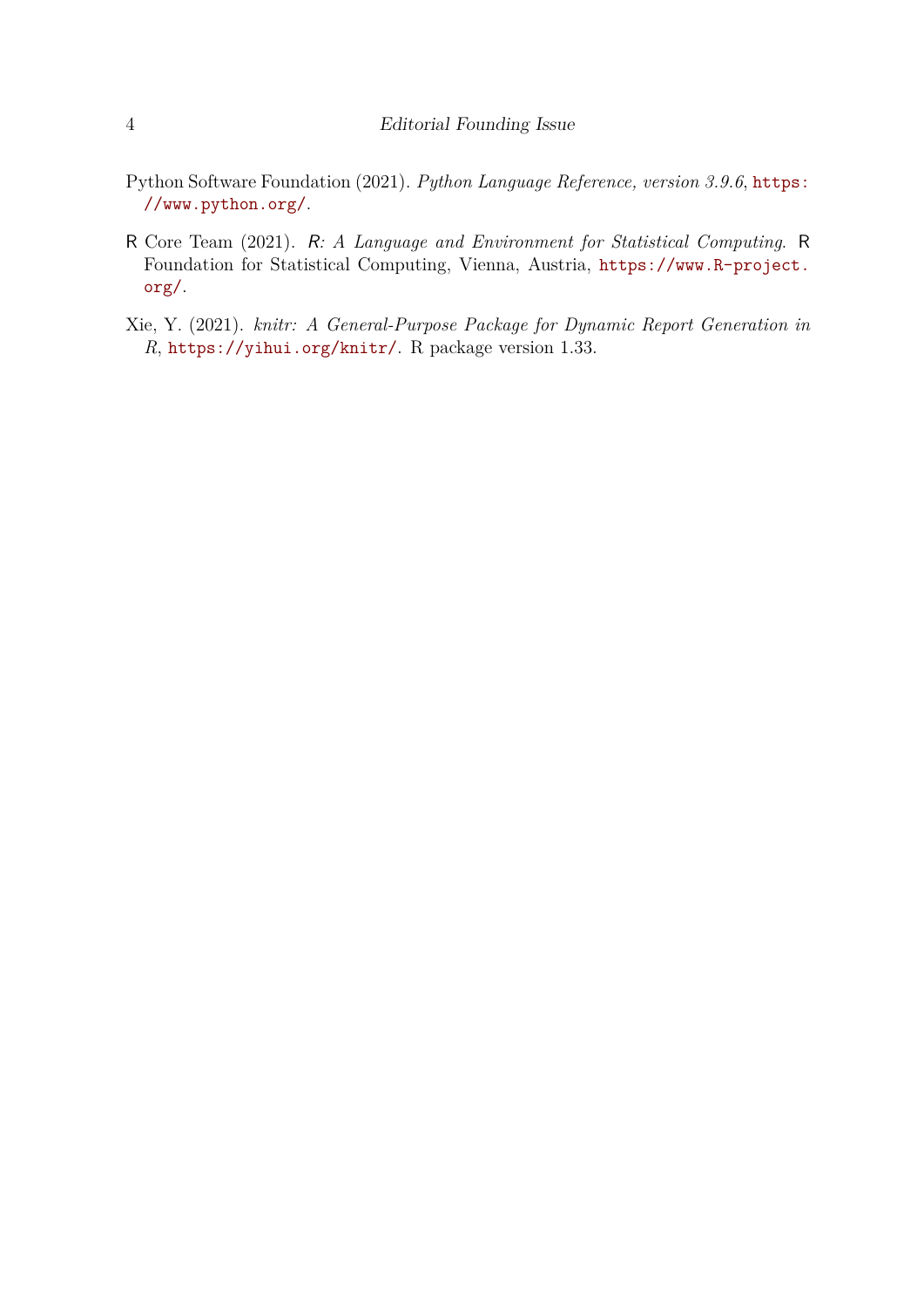Python Software Foundation (2021). *Python Language Reference, version 3.9.6*, https://www.python.org/.

R Core Team (2021). *R: A Language and Environment for Statistical Computing*. R Foundation for Statistical Computing, Vienna, Austria, https://www.R-project.org/.

Xie, Y. (2021). *knitr: A General-Purpose Package for Dynamic Report Generation in R*, https://yihui.org/knitr/. R package version 1.33.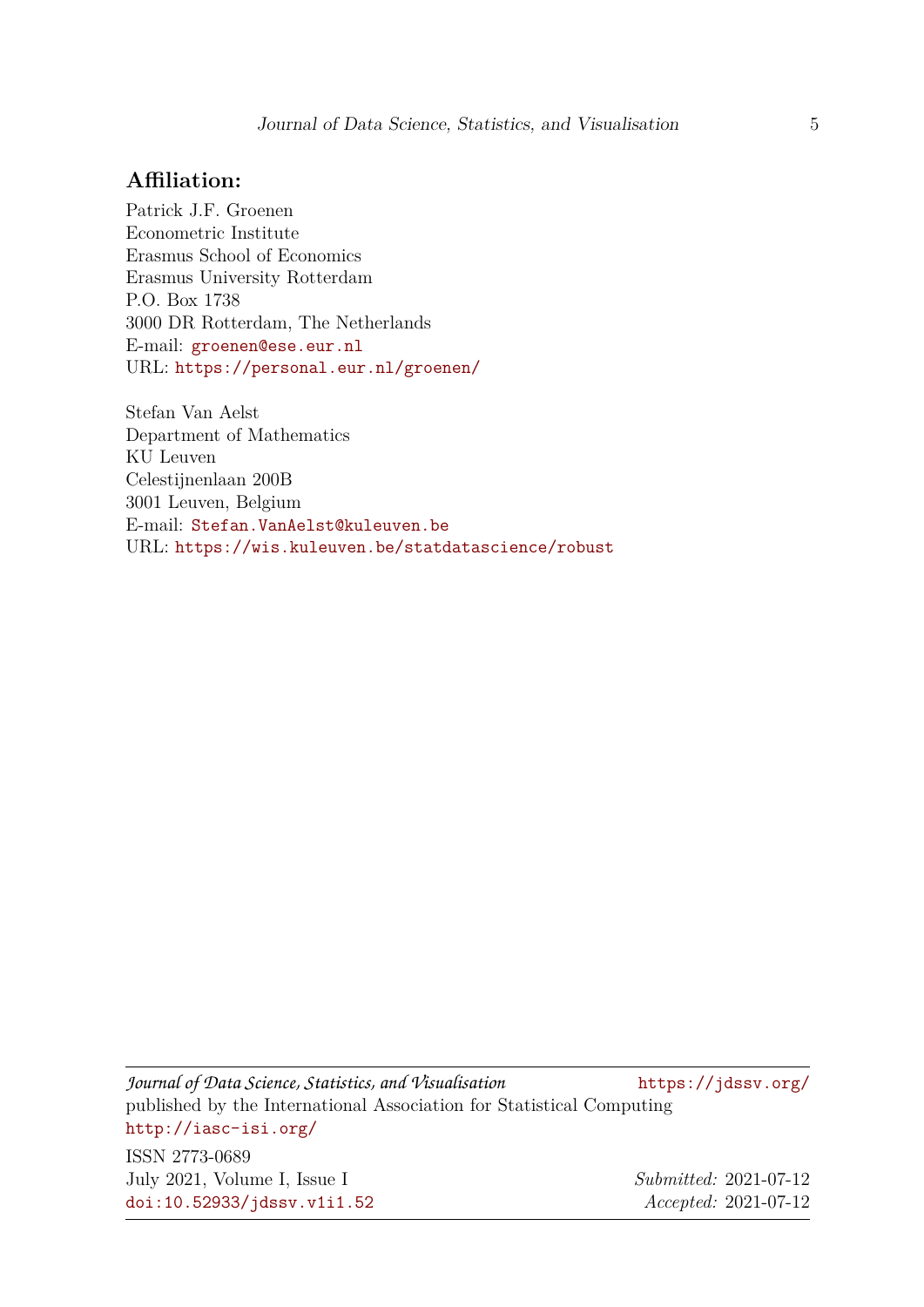## Affiliation:

Patrick J.F. Groenen
Econometric Institute
Erasmus School of Economics
Erasmus University Rotterdam
P.O. Box 1738
3000 DR Rotterdam, The Netherlands
E-mail: groenen@ese.eur.nl
URL: https://personal.eur.nl/groenen/

Stefan Van Aelst
Department of Mathematics
KU Leuven
Celestijnenlaan 200B
3001 Leuven, Belgium
E-mail: Stefan.VanAelst@kuleuven.be
URL: https://wis.kuleuven.be/statdatascience/robust

---

*Journal of Data Science, Statistics, and Visualisation* https://jdssv.org/
published by the International Association for Statistical Computing
http://iasc-isi.org/

ISSN 2773-0689
July 2021, Volume I, Issue I
doi:10.52933/jdssv.v1i1.52

*Submitted:* 2021-07-12
*Accepted:* 2021-07-12